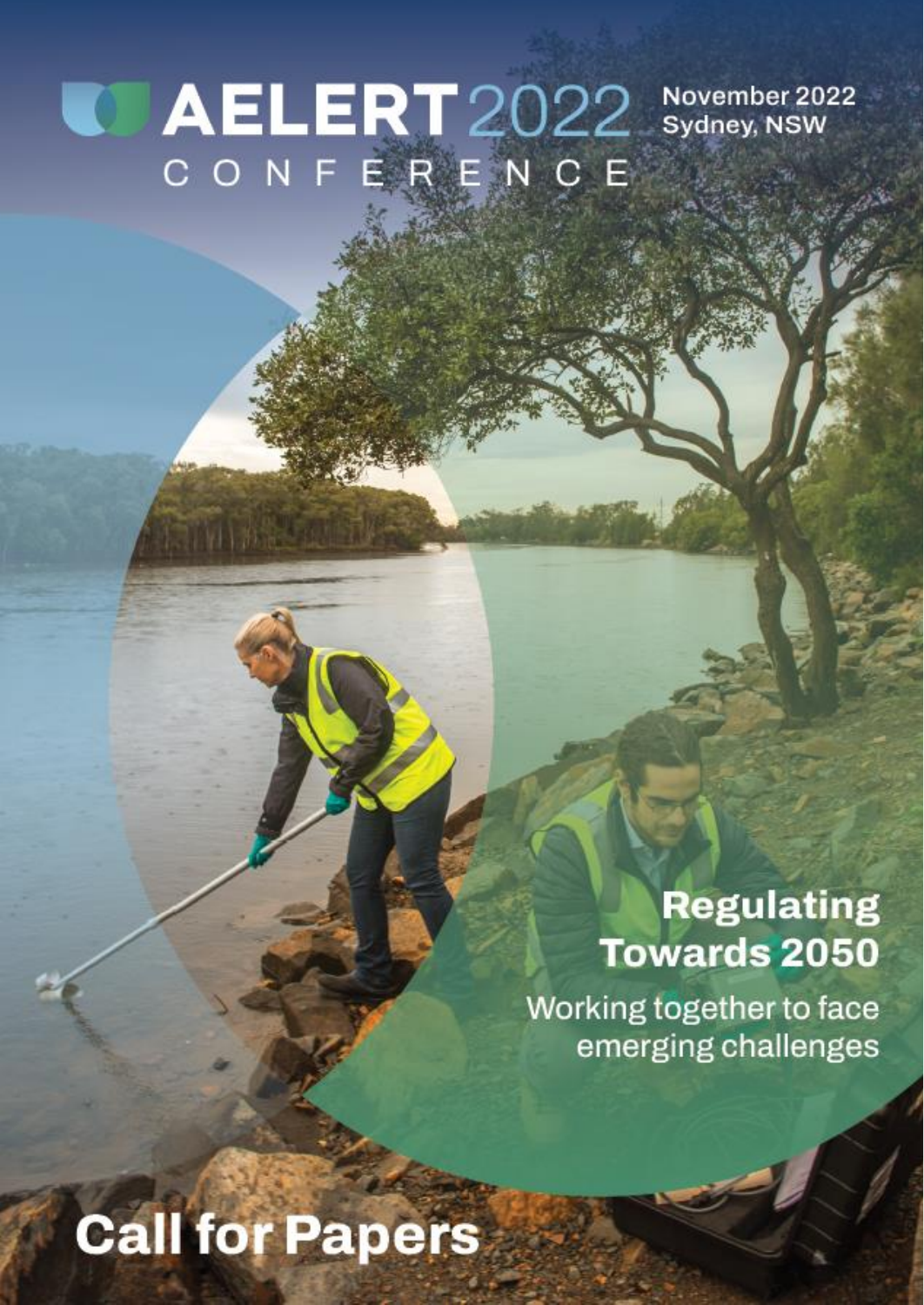# AELERT 2022 CONFERENCE

November 2022
Sydney, NSW

## Regulating Towards 2050

Working together to face emerging challenges

# Call for Papers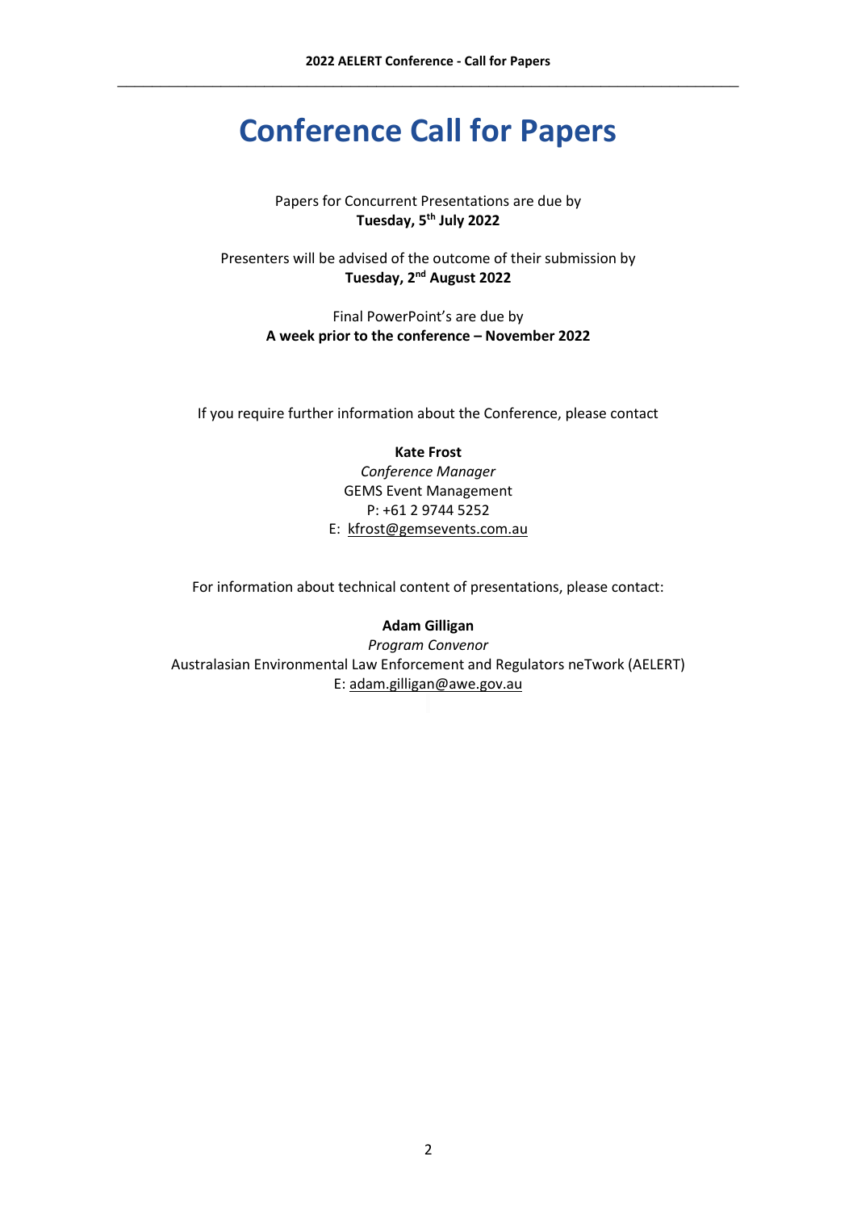# Conference Call for Papers

Papers for Concurrent Presentations are due by
**Tuesday, 5th July 2022**

Presenters will be advised of the outcome of their submission by
**Tuesday, 2nd August 2022**

Final PowerPoint's are due by
**A week prior to the conference – November 2022**

If you require further information about the Conference, please contact

**Kate Frost**
*Conference Manager*
GEMS Event Management
P: +61 2 9744 5252
E: kfrost@gemsevents.com.au

For information about technical content of presentations, please contact:

**Adam Gilligan**
*Program Convenor*
Australasian Environmental Law Enforcement and Regulators neTwork (AELERT)
E: adam.gilligan@awe.gov.au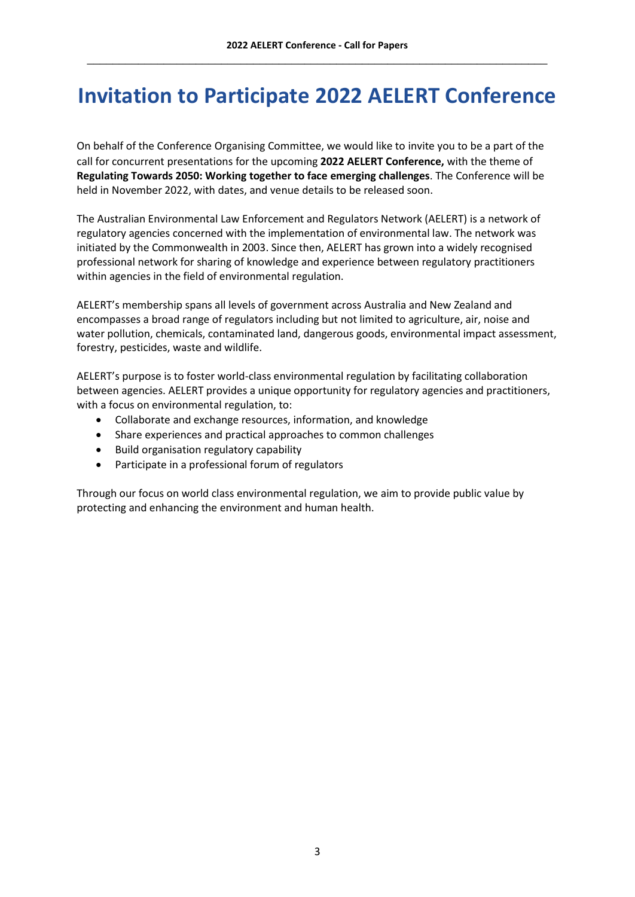# Invitation to Participate 2022 AELERT Conference

On behalf of the Conference Organising Committee, we would like to invite you to be a part of the call for concurrent presentations for the upcoming **2022 AELERT Conference,** with the theme of **Regulating Towards 2050: Working together to face emerging challenges**. The Conference will be held in November 2022, with dates, and venue details to be released soon.

The Australian Environmental Law Enforcement and Regulators Network (AELERT) is a network of regulatory agencies concerned with the implementation of environmental law. The network was initiated by the Commonwealth in 2003. Since then, AELERT has grown into a widely recognised professional network for sharing of knowledge and experience between regulatory practitioners within agencies in the field of environmental regulation.

AELERT's membership spans all levels of government across Australia and New Zealand and encompasses a broad range of regulators including but not limited to agriculture, air, noise and water pollution, chemicals, contaminated land, dangerous goods, environmental impact assessment, forestry, pesticides, waste and wildlife.

AELERT's purpose is to foster world-class environmental regulation by facilitating collaboration between agencies. AELERT provides a unique opportunity for regulatory agencies and practitioners, with a focus on environmental regulation, to:

- Collaborate and exchange resources, information, and knowledge
- Share experiences and practical approaches to common challenges
- Build organisation regulatory capability
- Participate in a professional forum of regulators

Through our focus on world class environmental regulation, we aim to provide public value by protecting and enhancing the environment and human health.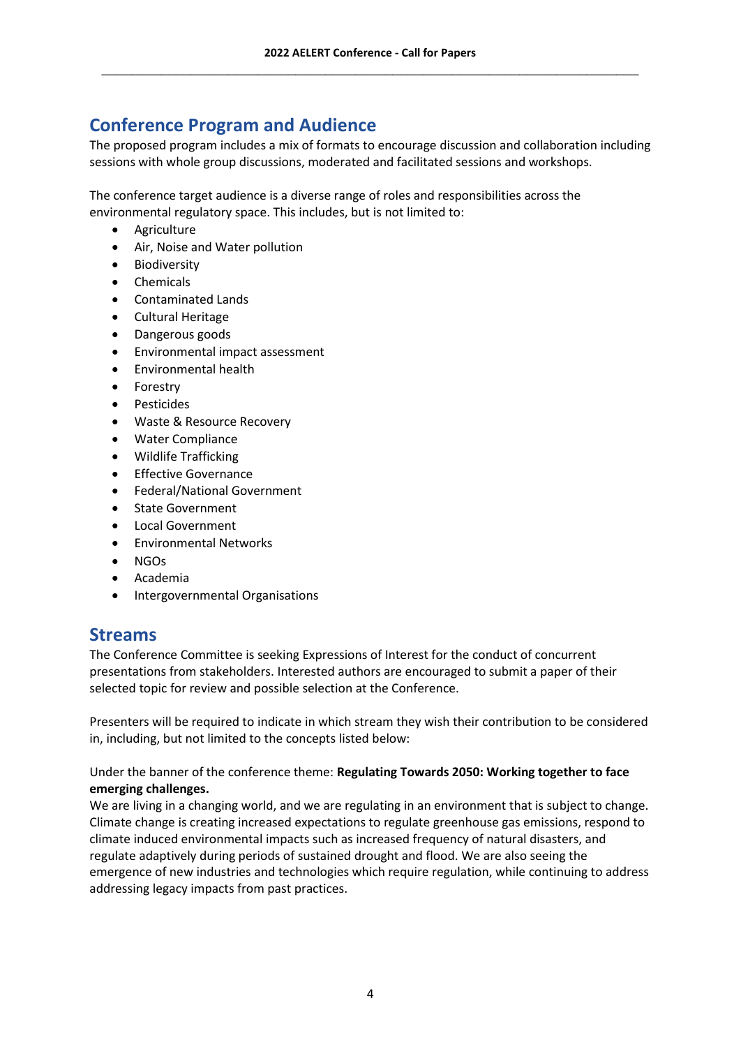## Conference Program and Audience

The proposed program includes a mix of formats to encourage discussion and collaboration including sessions with whole group discussions, moderated and facilitated sessions and workshops.

The conference target audience is a diverse range of roles and responsibilities across the environmental regulatory space. This includes, but is not limited to:

- Agriculture
- Air, Noise and Water pollution
- Biodiversity
- Chemicals
- Contaminated Lands
- Cultural Heritage
- Dangerous goods
- Environmental impact assessment
- Environmental health
- Forestry
- Pesticides
- Waste & Resource Recovery
- Water Compliance
- Wildlife Trafficking
- Effective Governance
- Federal/National Government
- State Government
- Local Government
- Environmental Networks
- NGOs
- Academia
- Intergovernmental Organisations

## Streams

The Conference Committee is seeking Expressions of Interest for the conduct of concurrent presentations from stakeholders. Interested authors are encouraged to submit a paper of their selected topic for review and possible selection at the Conference.

Presenters will be required to indicate in which stream they wish their contribution to be considered in, including, but not limited to the concepts listed below:

Under the banner of the conference theme: **Regulating Towards 2050: Working together to face emerging challenges.**

We are living in a changing world, and we are regulating in an environment that is subject to change. Climate change is creating increased expectations to regulate greenhouse gas emissions, respond to climate induced environmental impacts such as increased frequency of natural disasters, and regulate adaptively during periods of sustained drought and flood. We are also seeing the emergence of new industries and technologies which require regulation, while continuing to address addressing legacy impacts from past practices.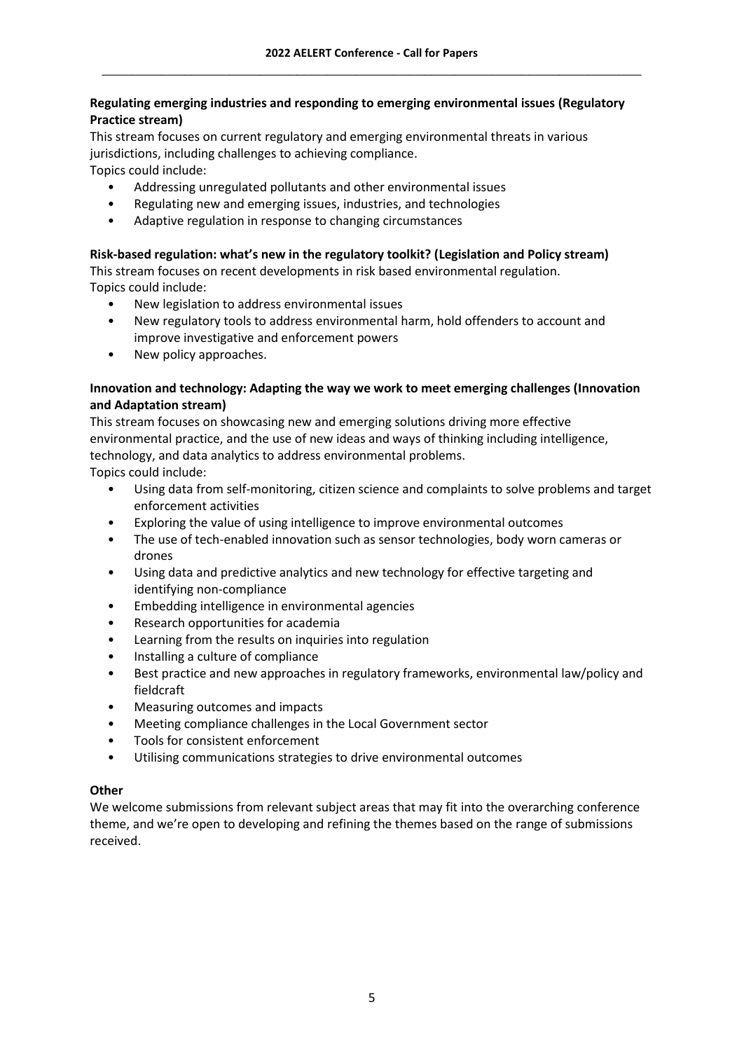**Regulating emerging industries and responding to emerging environmental issues (Regulatory Practice stream)**

This stream focuses on current regulatory and emerging environmental threats in various jurisdictions, including challenges to achieving compliance.

Topics could include:

- Addressing unregulated pollutants and other environmental issues
- Regulating new and emerging issues, industries, and technologies
- Adaptive regulation in response to changing circumstances

**Risk-based regulation: what's new in the regulatory toolkit? (Legislation and Policy stream)**

This stream focuses on recent developments in risk based environmental regulation.

Topics could include:

- New legislation to address environmental issues
- New regulatory tools to address environmental harm, hold offenders to account and improve investigative and enforcement powers
- New policy approaches.

**Innovation and technology: Adapting the way we work to meet emerging challenges (Innovation and Adaptation stream)**

This stream focuses on showcasing new and emerging solutions driving more effective environmental practice, and the use of new ideas and ways of thinking including intelligence, technology, and data analytics to address environmental problems.

Topics could include:

- Using data from self-monitoring, citizen science and complaints to solve problems and target enforcement activities
- Exploring the value of using intelligence to improve environmental outcomes
- The use of tech-enabled innovation such as sensor technologies, body worn cameras or drones
- Using data and predictive analytics and new technology for effective targeting and identifying non-compliance
- Embedding intelligence in environmental agencies
- Research opportunities for academia
- Learning from the results on inquiries into regulation
- Installing a culture of compliance
- Best practice and new approaches in regulatory frameworks, environmental law/policy and fieldcraft
- Measuring outcomes and impacts
- Meeting compliance challenges in the Local Government sector
- Tools for consistent enforcement
- Utilising communications strategies to drive environmental outcomes

**Other**

We welcome submissions from relevant subject areas that may fit into the overarching conference theme, and we're open to developing and refining the themes based on the range of submissions received.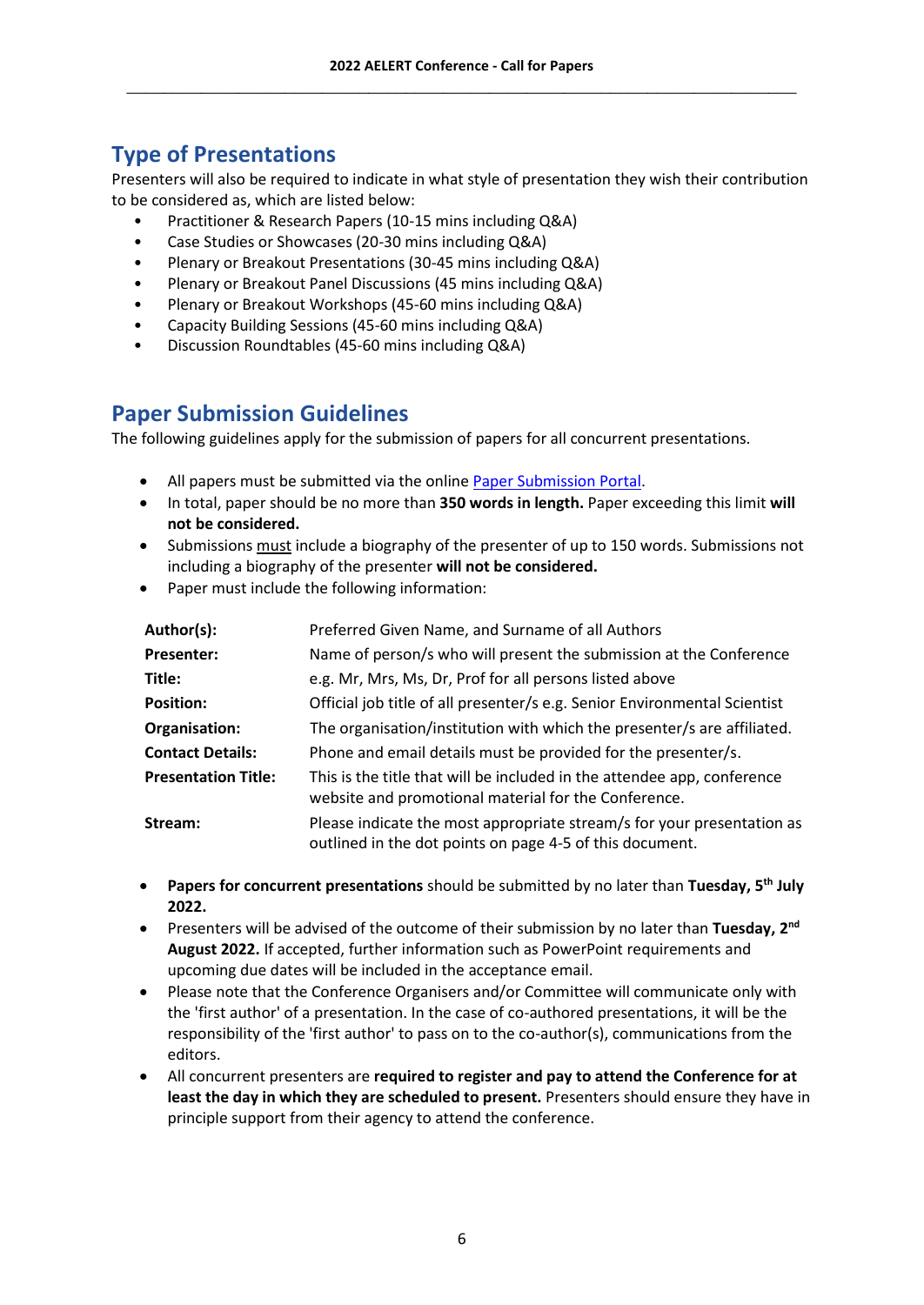## Type of Presentations

Presenters will also be required to indicate in what style of presentation they wish their contribution to be considered as, which are listed below:

- Practitioner & Research Papers (10-15 mins including Q&A)
- Case Studies or Showcases (20-30 mins including Q&A)
- Plenary or Breakout Presentations (30-45 mins including Q&A)
- Plenary or Breakout Panel Discussions (45 mins including Q&A)
- Plenary or Breakout Workshops (45-60 mins including Q&A)
- Capacity Building Sessions (45-60 mins including Q&A)
- Discussion Roundtables (45-60 mins including Q&A)

## Paper Submission Guidelines

The following guidelines apply for the submission of papers for all concurrent presentations.

- All papers must be submitted via the online Paper Submission Portal.
- In total, paper should be no more than **350 words in length.** Paper exceeding this limit **will not be considered.**
- Submissions must include a biography of the presenter of up to 150 words. Submissions not including a biography of the presenter **will not be considered.**
- Paper must include the following information:

| | |
|---|---|
| **Author(s):** | Preferred Given Name, and Surname of all Authors |
| **Presenter:** | Name of person/s who will present the submission at the Conference |
| **Title:** | e.g. Mr, Mrs, Ms, Dr, Prof for all persons listed above |
| **Position:** | Official job title of all presenter/s e.g. Senior Environmental Scientist |
| **Organisation:** | The organisation/institution with which the presenter/s are affiliated. |
| **Contact Details:** | Phone and email details must be provided for the presenter/s. |
| **Presentation Title:** | This is the title that will be included in the attendee app, conference website and promotional material for the Conference. |
| **Stream:** | Please indicate the most appropriate stream/s for your presentation as outlined in the dot points on page 4-5 of this document. |

- **Papers for concurrent presentations** should be submitted by no later than **Tuesday, 5th July 2022.**
- Presenters will be advised of the outcome of their submission by no later than **Tuesday, 2nd August 2022.** If accepted, further information such as PowerPoint requirements and upcoming due dates will be included in the acceptance email.
- Please note that the Conference Organisers and/or Committee will communicate only with the 'first author' of a presentation. In the case of co-authored presentations, it will be the responsibility of the 'first author' to pass on to the co-author(s), communications from the editors.
- All concurrent presenters are **required to register and pay to attend the Conference for at least the day in which they are scheduled to present.** Presenters should ensure they have in principle support from their agency to attend the conference.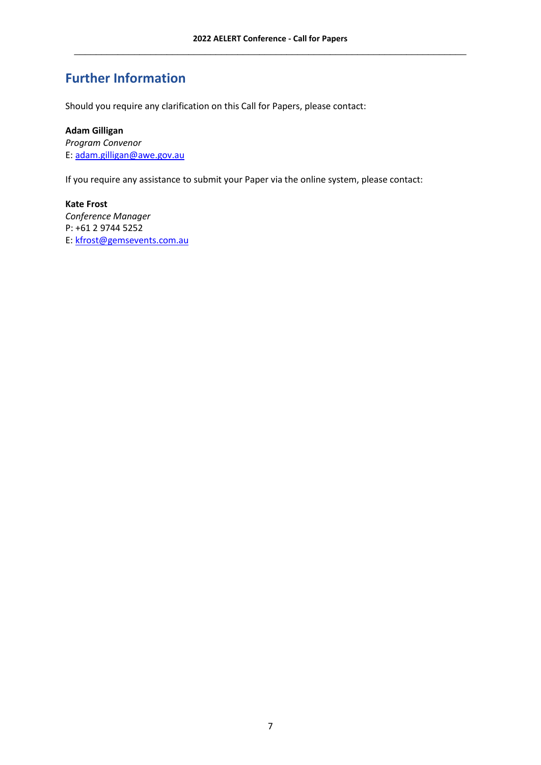## Further Information

Should you require any clarification on this Call for Papers, please contact:

**Adam Gilligan**
*Program Convenor*
E: adam.gilligan@awe.gov.au

If you require any assistance to submit your Paper via the online system, please contact:

**Kate Frost**
*Conference Manager*
P: +61 2 9744 5252
E: kfrost@gemsevents.com.au